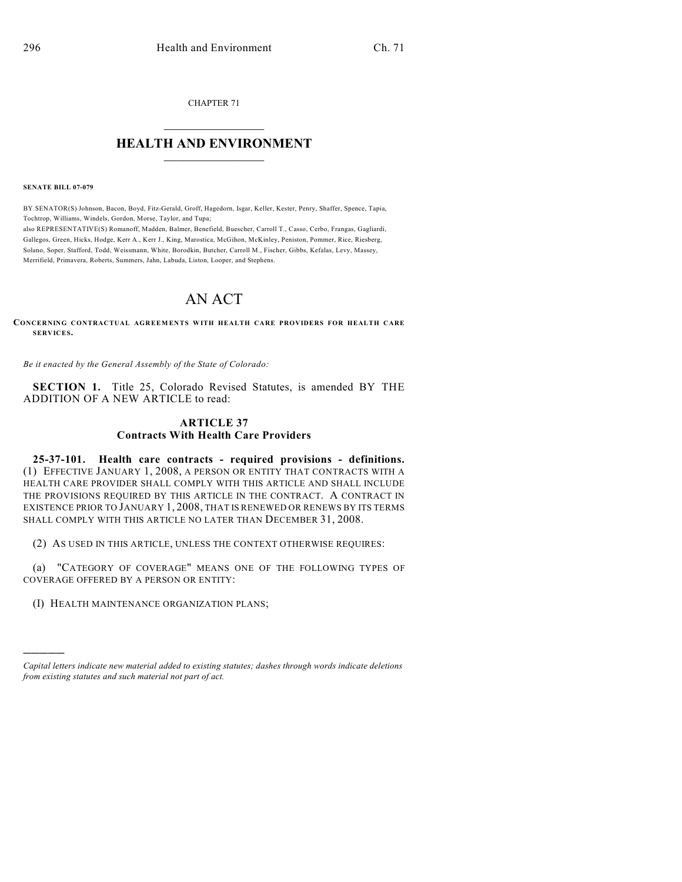CHAPTER 71

# HEALTH AND ENVIRONMENT

**SENATE BILL 07-079**

BY SENATOR(S) Johnson, Bacon, Boyd, Fitz-Gerald, Groff, Hagedorn, Isgar, Keller, Kester, Penry, Shaffer, Spence, Tapia, Tochtrop, Williams, Windels, Gordon, Morse, Taylor, and Tupa;
also REPRESENTATIVE(S) Romanoff, Madden, Balmer, Benefield, Buescher, Carroll T., Casso, Cerbo, Frangas, Gagliardi, Gallegos, Green, Hicks, Hodge, Kerr A., Kerr J., King, Marostica, McGihon, McKinley, Peniston, Pommer, Rice, Riesberg, Solano, Soper, Stafford, Todd, Weissmann, White, Borodkin, Butcher, Carroll M., Fischer, Gibbs, Kefalas, Levy, Massey, Merrifield, Primavera, Roberts, Summers, Jahn, Labuda, Liston, Looper, and Stephens.

# AN ACT

**CONCERNING CONTRACTUAL AGREEMENTS WITH HEALTH CARE PROVIDERS FOR HEALTH CARE SERVICES.**

*Be it enacted by the General Assembly of the State of Colorado:*

**SECTION 1.** Title 25, Colorado Revised Statutes, is amended BY THE ADDITION OF A NEW ARTICLE to read:

## ARTICLE 37
## Contracts With Health Care Providers

**25-37-101. Health care contracts - required provisions - definitions.** (1) EFFECTIVE JANUARY 1, 2008, A PERSON OR ENTITY THAT CONTRACTS WITH A HEALTH CARE PROVIDER SHALL COMPLY WITH THIS ARTICLE AND SHALL INCLUDE THE PROVISIONS REQUIRED BY THIS ARTICLE IN THE CONTRACT. A CONTRACT IN EXISTENCE PRIOR TO JANUARY 1, 2008, THAT IS RENEWED OR RENEWS BY ITS TERMS SHALL COMPLY WITH THIS ARTICLE NO LATER THAN DECEMBER 31, 2008.

(2) AS USED IN THIS ARTICLE, UNLESS THE CONTEXT OTHERWISE REQUIRES:

(a) "CATEGORY OF COVERAGE" MEANS ONE OF THE FOLLOWING TYPES OF COVERAGE OFFERED BY A PERSON OR ENTITY:

(I) HEALTH MAINTENANCE ORGANIZATION PLANS;

---

*Capital letters indicate new material added to existing statutes; dashes through words indicate deletions from existing statutes and such material not part of act.*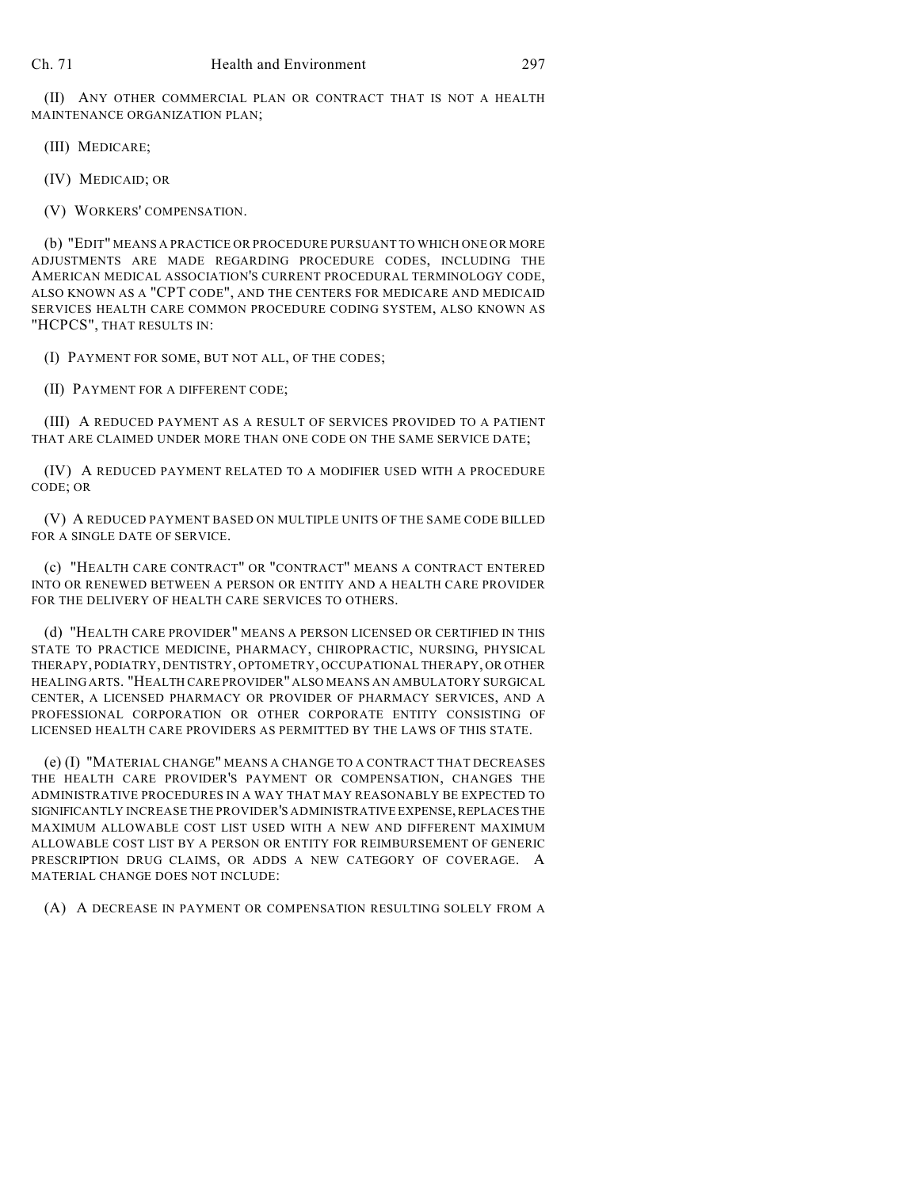(II) ANY OTHER COMMERCIAL PLAN OR CONTRACT THAT IS NOT A HEALTH MAINTENANCE ORGANIZATION PLAN;

(III) MEDICARE;

(IV) MEDICAID; OR

(V) WORKERS' COMPENSATION.

(b) "EDIT" MEANS A PRACTICE OR PROCEDURE PURSUANT TO WHICH ONE OR MORE ADJUSTMENTS ARE MADE REGARDING PROCEDURE CODES, INCLUDING THE AMERICAN MEDICAL ASSOCIATION'S CURRENT PROCEDURAL TERMINOLOGY CODE, ALSO KNOWN AS A "CPT CODE", AND THE CENTERS FOR MEDICARE AND MEDICAID SERVICES HEALTH CARE COMMON PROCEDURE CODING SYSTEM, ALSO KNOWN AS "HCPCS", THAT RESULTS IN:

(I) PAYMENT FOR SOME, BUT NOT ALL, OF THE CODES;

(II) PAYMENT FOR A DIFFERENT CODE;

(III) A REDUCED PAYMENT AS A RESULT OF SERVICES PROVIDED TO A PATIENT THAT ARE CLAIMED UNDER MORE THAN ONE CODE ON THE SAME SERVICE DATE;

(IV) A REDUCED PAYMENT RELATED TO A MODIFIER USED WITH A PROCEDURE CODE; OR

(V) A REDUCED PAYMENT BASED ON MULTIPLE UNITS OF THE SAME CODE BILLED FOR A SINGLE DATE OF SERVICE.

(c) "HEALTH CARE CONTRACT" OR "CONTRACT" MEANS A CONTRACT ENTERED INTO OR RENEWED BETWEEN A PERSON OR ENTITY AND A HEALTH CARE PROVIDER FOR THE DELIVERY OF HEALTH CARE SERVICES TO OTHERS.

(d) "HEALTH CARE PROVIDER" MEANS A PERSON LICENSED OR CERTIFIED IN THIS STATE TO PRACTICE MEDICINE, PHARMACY, CHIROPRACTIC, NURSING, PHYSICAL THERAPY, PODIATRY, DENTISTRY, OPTOMETRY, OCCUPATIONAL THERAPY, OR OTHER HEALING ARTS. "HEALTH CARE PROVIDER" ALSO MEANS AN AMBULATORY SURGICAL CENTER, A LICENSED PHARMACY OR PROVIDER OF PHARMACY SERVICES, AND A PROFESSIONAL CORPORATION OR OTHER CORPORATE ENTITY CONSISTING OF LICENSED HEALTH CARE PROVIDERS AS PERMITTED BY THE LAWS OF THIS STATE.

(e) (I) "MATERIAL CHANGE" MEANS A CHANGE TO A CONTRACT THAT DECREASES THE HEALTH CARE PROVIDER'S PAYMENT OR COMPENSATION, CHANGES THE ADMINISTRATIVE PROCEDURES IN A WAY THAT MAY REASONABLY BE EXPECTED TO SIGNIFICANTLY INCREASE THE PROVIDER'S ADMINISTRATIVE EXPENSE, REPLACES THE MAXIMUM ALLOWABLE COST LIST USED WITH A NEW AND DIFFERENT MAXIMUM ALLOWABLE COST LIST BY A PERSON OR ENTITY FOR REIMBURSEMENT OF GENERIC PRESCRIPTION DRUG CLAIMS, OR ADDS A NEW CATEGORY OF COVERAGE. A MATERIAL CHANGE DOES NOT INCLUDE:

(A) A DECREASE IN PAYMENT OR COMPENSATION RESULTING SOLELY FROM A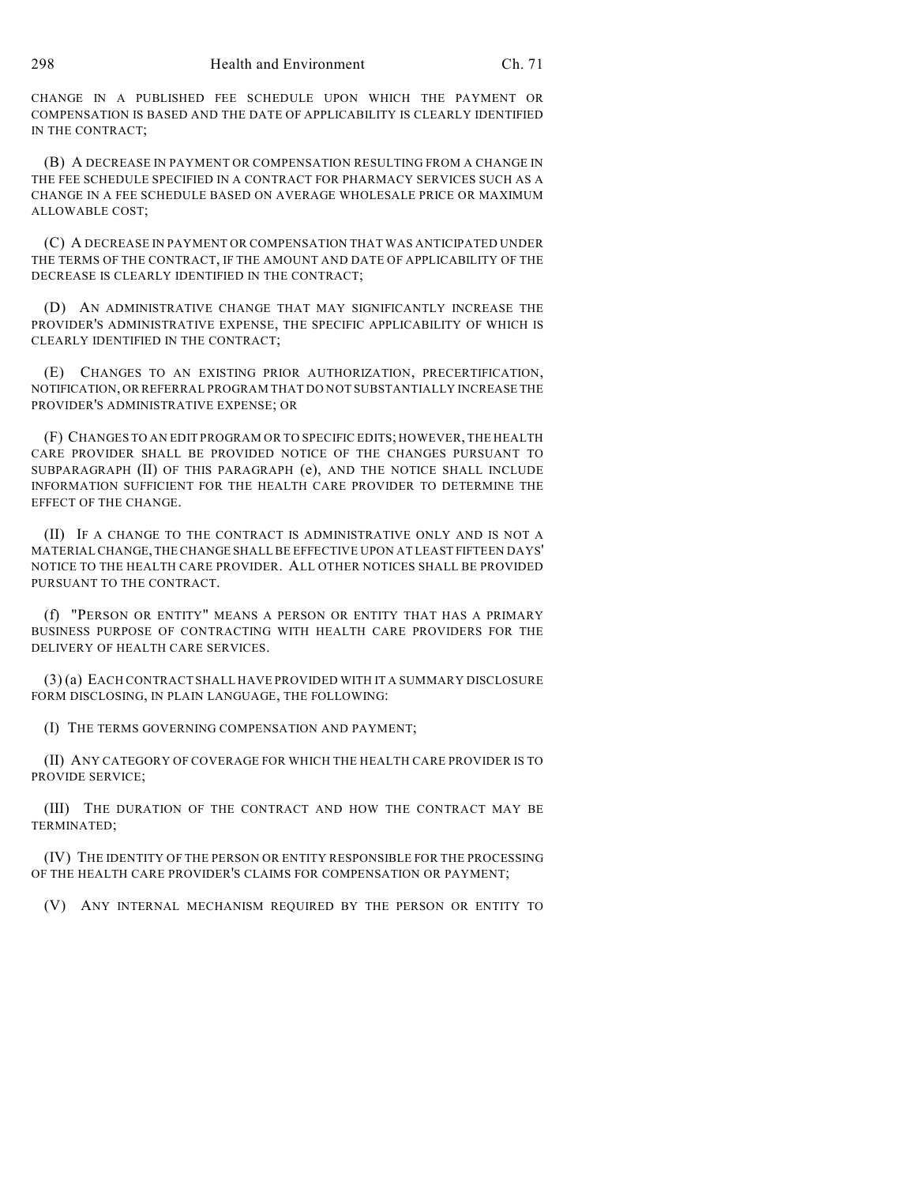CHANGE IN A PUBLISHED FEE SCHEDULE UPON WHICH THE PAYMENT OR COMPENSATION IS BASED AND THE DATE OF APPLICABILITY IS CLEARLY IDENTIFIED IN THE CONTRACT;

(B) A DECREASE IN PAYMENT OR COMPENSATION RESULTING FROM A CHANGE IN THE FEE SCHEDULE SPECIFIED IN A CONTRACT FOR PHARMACY SERVICES SUCH AS A CHANGE IN A FEE SCHEDULE BASED ON AVERAGE WHOLESALE PRICE OR MAXIMUM ALLOWABLE COST;

(C) A DECREASE IN PAYMENT OR COMPENSATION THAT WAS ANTICIPATED UNDER THE TERMS OF THE CONTRACT, IF THE AMOUNT AND DATE OF APPLICABILITY OF THE DECREASE IS CLEARLY IDENTIFIED IN THE CONTRACT;

(D) AN ADMINISTRATIVE CHANGE THAT MAY SIGNIFICANTLY INCREASE THE PROVIDER'S ADMINISTRATIVE EXPENSE, THE SPECIFIC APPLICABILITY OF WHICH IS CLEARLY IDENTIFIED IN THE CONTRACT;

(E) CHANGES TO AN EXISTING PRIOR AUTHORIZATION, PRECERTIFICATION, NOTIFICATION, OR REFERRAL PROGRAM THAT DO NOT SUBSTANTIALLY INCREASE THE PROVIDER'S ADMINISTRATIVE EXPENSE; OR

(F) CHANGES TO AN EDIT PROGRAM OR TO SPECIFIC EDITS; HOWEVER, THE HEALTH CARE PROVIDER SHALL BE PROVIDED NOTICE OF THE CHANGES PURSUANT TO SUBPARAGRAPH (II) OF THIS PARAGRAPH (e), AND THE NOTICE SHALL INCLUDE INFORMATION SUFFICIENT FOR THE HEALTH CARE PROVIDER TO DETERMINE THE EFFECT OF THE CHANGE.

(II) IF A CHANGE TO THE CONTRACT IS ADMINISTRATIVE ONLY AND IS NOT A MATERIAL CHANGE, THE CHANGE SHALL BE EFFECTIVE UPON AT LEAST FIFTEEN DAYS' NOTICE TO THE HEALTH CARE PROVIDER. ALL OTHER NOTICES SHALL BE PROVIDED PURSUANT TO THE CONTRACT.

(f) "PERSON OR ENTITY" MEANS A PERSON OR ENTITY THAT HAS A PRIMARY BUSINESS PURPOSE OF CONTRACTING WITH HEALTH CARE PROVIDERS FOR THE DELIVERY OF HEALTH CARE SERVICES.

(3) (a) EACH CONTRACT SHALL HAVE PROVIDED WITH IT A SUMMARY DISCLOSURE FORM DISCLOSING, IN PLAIN LANGUAGE, THE FOLLOWING:

(I) THE TERMS GOVERNING COMPENSATION AND PAYMENT;

(II) ANY CATEGORY OF COVERAGE FOR WHICH THE HEALTH CARE PROVIDER IS TO PROVIDE SERVICE;

(III) THE DURATION OF THE CONTRACT AND HOW THE CONTRACT MAY BE TERMINATED;

(IV) THE IDENTITY OF THE PERSON OR ENTITY RESPONSIBLE FOR THE PROCESSING OF THE HEALTH CARE PROVIDER'S CLAIMS FOR COMPENSATION OR PAYMENT;

(V) ANY INTERNAL MECHANISM REQUIRED BY THE PERSON OR ENTITY TO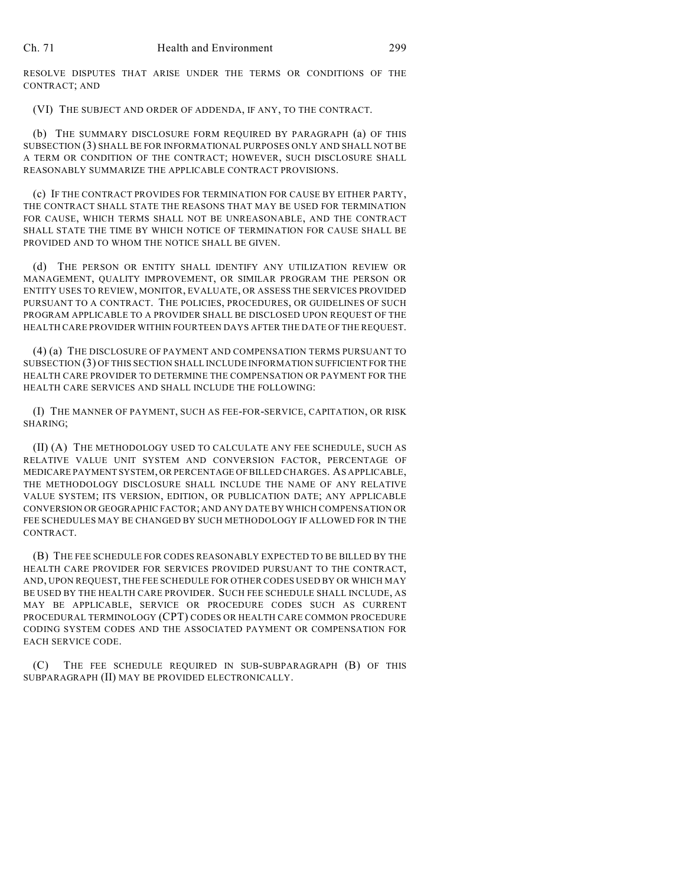RESOLVE DISPUTES THAT ARISE UNDER THE TERMS OR CONDITIONS OF THE CONTRACT; AND

(VI) THE SUBJECT AND ORDER OF ADDENDA, IF ANY, TO THE CONTRACT.

(b) THE SUMMARY DISCLOSURE FORM REQUIRED BY PARAGRAPH (a) OF THIS SUBSECTION (3) SHALL BE FOR INFORMATIONAL PURPOSES ONLY AND SHALL NOT BE A TERM OR CONDITION OF THE CONTRACT; HOWEVER, SUCH DISCLOSURE SHALL REASONABLY SUMMARIZE THE APPLICABLE CONTRACT PROVISIONS.

(c) IF THE CONTRACT PROVIDES FOR TERMINATION FOR CAUSE BY EITHER PARTY, THE CONTRACT SHALL STATE THE REASONS THAT MAY BE USED FOR TERMINATION FOR CAUSE, WHICH TERMS SHALL NOT BE UNREASONABLE, AND THE CONTRACT SHALL STATE THE TIME BY WHICH NOTICE OF TERMINATION FOR CAUSE SHALL BE PROVIDED AND TO WHOM THE NOTICE SHALL BE GIVEN.

(d) THE PERSON OR ENTITY SHALL IDENTIFY ANY UTILIZATION REVIEW OR MANAGEMENT, QUALITY IMPROVEMENT, OR SIMILAR PROGRAM THE PERSON OR ENTITY USES TO REVIEW, MONITOR, EVALUATE, OR ASSESS THE SERVICES PROVIDED PURSUANT TO A CONTRACT. THE POLICIES, PROCEDURES, OR GUIDELINES OF SUCH PROGRAM APPLICABLE TO A PROVIDER SHALL BE DISCLOSED UPON REQUEST OF THE HEALTH CARE PROVIDER WITHIN FOURTEEN DAYS AFTER THE DATE OF THE REQUEST.

(4) (a) THE DISCLOSURE OF PAYMENT AND COMPENSATION TERMS PURSUANT TO SUBSECTION (3) OF THIS SECTION SHALL INCLUDE INFORMATION SUFFICIENT FOR THE HEALTH CARE PROVIDER TO DETERMINE THE COMPENSATION OR PAYMENT FOR THE HEALTH CARE SERVICES AND SHALL INCLUDE THE FOLLOWING:

(I) THE MANNER OF PAYMENT, SUCH AS FEE-FOR-SERVICE, CAPITATION, OR RISK SHARING;

(II) (A) THE METHODOLOGY USED TO CALCULATE ANY FEE SCHEDULE, SUCH AS RELATIVE VALUE UNIT SYSTEM AND CONVERSION FACTOR, PERCENTAGE OF MEDICARE PAYMENT SYSTEM, OR PERCENTAGE OF BILLED CHARGES. AS APPLICABLE, THE METHODOLOGY DISCLOSURE SHALL INCLUDE THE NAME OF ANY RELATIVE VALUE SYSTEM; ITS VERSION, EDITION, OR PUBLICATION DATE; ANY APPLICABLE CONVERSION OR GEOGRAPHIC FACTOR; AND ANY DATE BY WHICH COMPENSATION OR FEE SCHEDULES MAY BE CHANGED BY SUCH METHODOLOGY IF ALLOWED FOR IN THE CONTRACT.

(B) THE FEE SCHEDULE FOR CODES REASONABLY EXPECTED TO BE BILLED BY THE HEALTH CARE PROVIDER FOR SERVICES PROVIDED PURSUANT TO THE CONTRACT, AND, UPON REQUEST, THE FEE SCHEDULE FOR OTHER CODES USED BY OR WHICH MAY BE USED BY THE HEALTH CARE PROVIDER. SUCH FEE SCHEDULE SHALL INCLUDE, AS MAY BE APPLICABLE, SERVICE OR PROCEDURE CODES SUCH AS CURRENT PROCEDURAL TERMINOLOGY (CPT) CODES OR HEALTH CARE COMMON PROCEDURE CODING SYSTEM CODES AND THE ASSOCIATED PAYMENT OR COMPENSATION FOR EACH SERVICE CODE.

(C) THE FEE SCHEDULE REQUIRED IN SUB-SUBPARAGRAPH (B) OF THIS SUBPARAGRAPH (II) MAY BE PROVIDED ELECTRONICALLY.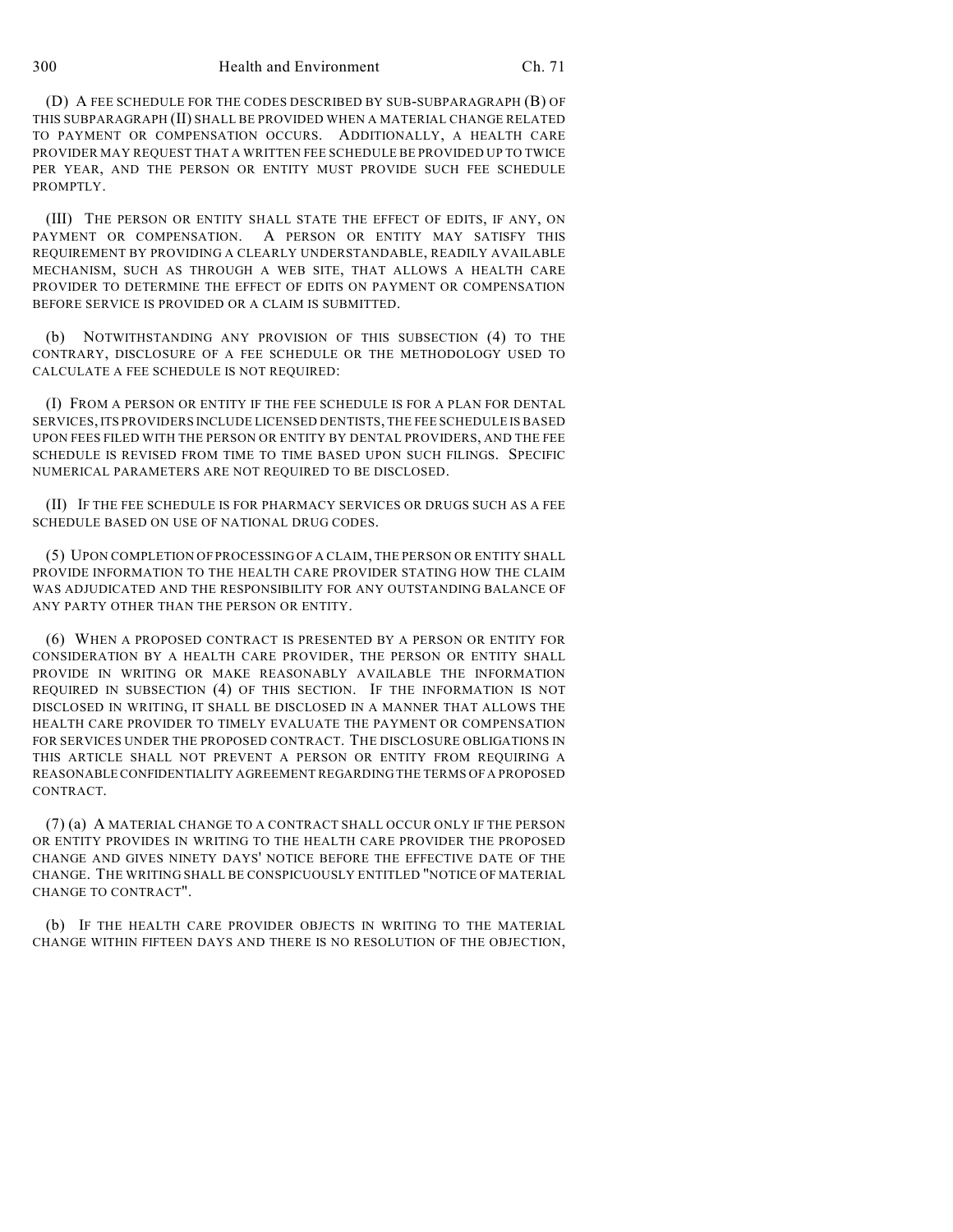(D) A FEE SCHEDULE FOR THE CODES DESCRIBED BY SUB-SUBPARAGRAPH (B) OF THIS SUBPARAGRAPH (II) SHALL BE PROVIDED WHEN A MATERIAL CHANGE RELATED TO PAYMENT OR COMPENSATION OCCURS. ADDITIONALLY, A HEALTH CARE PROVIDER MAY REQUEST THAT A WRITTEN FEE SCHEDULE BE PROVIDED UP TO TWICE PER YEAR, AND THE PERSON OR ENTITY MUST PROVIDE SUCH FEE SCHEDULE PROMPTLY.

(III) THE PERSON OR ENTITY SHALL STATE THE EFFECT OF EDITS, IF ANY, ON PAYMENT OR COMPENSATION. A PERSON OR ENTITY MAY SATISFY THIS REQUIREMENT BY PROVIDING A CLEARLY UNDERSTANDABLE, READILY AVAILABLE MECHANISM, SUCH AS THROUGH A WEB SITE, THAT ALLOWS A HEALTH CARE PROVIDER TO DETERMINE THE EFFECT OF EDITS ON PAYMENT OR COMPENSATION BEFORE SERVICE IS PROVIDED OR A CLAIM IS SUBMITTED.

(b) NOTWITHSTANDING ANY PROVISION OF THIS SUBSECTION (4) TO THE CONTRARY, DISCLOSURE OF A FEE SCHEDULE OR THE METHODOLOGY USED TO CALCULATE A FEE SCHEDULE IS NOT REQUIRED:

(I) FROM A PERSON OR ENTITY IF THE FEE SCHEDULE IS FOR A PLAN FOR DENTAL SERVICES, ITS PROVIDERS INCLUDE LICENSED DENTISTS, THE FEE SCHEDULE IS BASED UPON FEES FILED WITH THE PERSON OR ENTITY BY DENTAL PROVIDERS, AND THE FEE SCHEDULE IS REVISED FROM TIME TO TIME BASED UPON SUCH FILINGS. SPECIFIC NUMERICAL PARAMETERS ARE NOT REQUIRED TO BE DISCLOSED.

(II) IF THE FEE SCHEDULE IS FOR PHARMACY SERVICES OR DRUGS SUCH AS A FEE SCHEDULE BASED ON USE OF NATIONAL DRUG CODES.

(5) UPON COMPLETION OF PROCESSING OF A CLAIM, THE PERSON OR ENTITY SHALL PROVIDE INFORMATION TO THE HEALTH CARE PROVIDER STATING HOW THE CLAIM WAS ADJUDICATED AND THE RESPONSIBILITY FOR ANY OUTSTANDING BALANCE OF ANY PARTY OTHER THAN THE PERSON OR ENTITY.

(6) WHEN A PROPOSED CONTRACT IS PRESENTED BY A PERSON OR ENTITY FOR CONSIDERATION BY A HEALTH CARE PROVIDER, THE PERSON OR ENTITY SHALL PROVIDE IN WRITING OR MAKE REASONABLY AVAILABLE THE INFORMATION REQUIRED IN SUBSECTION (4) OF THIS SECTION. IF THE INFORMATION IS NOT DISCLOSED IN WRITING, IT SHALL BE DISCLOSED IN A MANNER THAT ALLOWS THE HEALTH CARE PROVIDER TO TIMELY EVALUATE THE PAYMENT OR COMPENSATION FOR SERVICES UNDER THE PROPOSED CONTRACT. THE DISCLOSURE OBLIGATIONS IN THIS ARTICLE SHALL NOT PREVENT A PERSON OR ENTITY FROM REQUIRING A REASONABLE CONFIDENTIALITY AGREEMENT REGARDING THE TERMS OF A PROPOSED CONTRACT.

(7) (a) A MATERIAL CHANGE TO A CONTRACT SHALL OCCUR ONLY IF THE PERSON OR ENTITY PROVIDES IN WRITING TO THE HEALTH CARE PROVIDER THE PROPOSED CHANGE AND GIVES NINETY DAYS' NOTICE BEFORE THE EFFECTIVE DATE OF THE CHANGE. THE WRITING SHALL BE CONSPICUOUSLY ENTITLED "NOTICE OF MATERIAL CHANGE TO CONTRACT".

(b) IF THE HEALTH CARE PROVIDER OBJECTS IN WRITING TO THE MATERIAL CHANGE WITHIN FIFTEEN DAYS AND THERE IS NO RESOLUTION OF THE OBJECTION,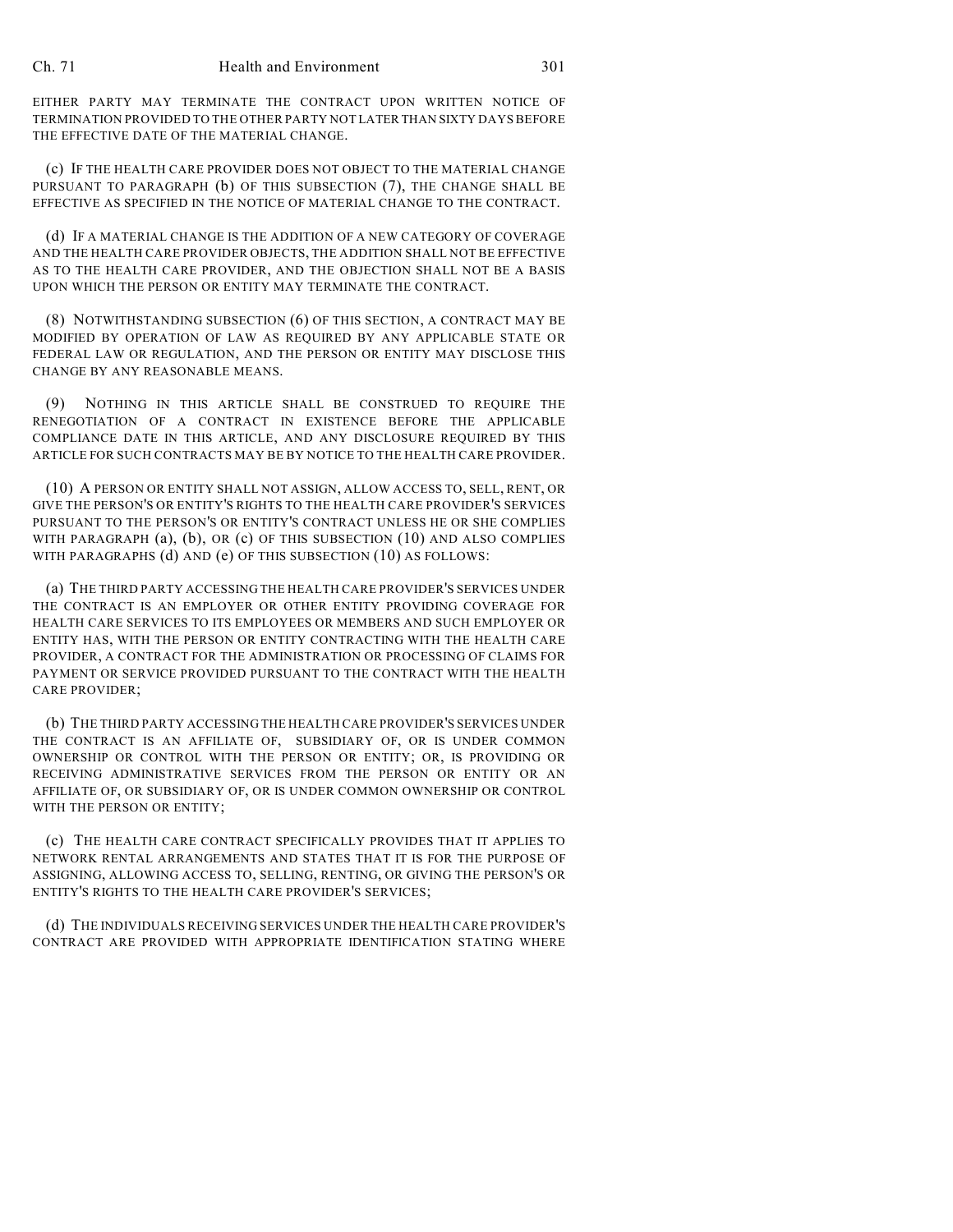EITHER PARTY MAY TERMINATE THE CONTRACT UPON WRITTEN NOTICE OF TERMINATION PROVIDED TO THE OTHER PARTY NOT LATER THAN SIXTY DAYS BEFORE THE EFFECTIVE DATE OF THE MATERIAL CHANGE.

(c) IF THE HEALTH CARE PROVIDER DOES NOT OBJECT TO THE MATERIAL CHANGE PURSUANT TO PARAGRAPH (b) OF THIS SUBSECTION (7), THE CHANGE SHALL BE EFFECTIVE AS SPECIFIED IN THE NOTICE OF MATERIAL CHANGE TO THE CONTRACT.

(d) IF A MATERIAL CHANGE IS THE ADDITION OF A NEW CATEGORY OF COVERAGE AND THE HEALTH CARE PROVIDER OBJECTS, THE ADDITION SHALL NOT BE EFFECTIVE AS TO THE HEALTH CARE PROVIDER, AND THE OBJECTION SHALL NOT BE A BASIS UPON WHICH THE PERSON OR ENTITY MAY TERMINATE THE CONTRACT.

(8) NOTWITHSTANDING SUBSECTION (6) OF THIS SECTION, A CONTRACT MAY BE MODIFIED BY OPERATION OF LAW AS REQUIRED BY ANY APPLICABLE STATE OR FEDERAL LAW OR REGULATION, AND THE PERSON OR ENTITY MAY DISCLOSE THIS CHANGE BY ANY REASONABLE MEANS.

(9) NOTHING IN THIS ARTICLE SHALL BE CONSTRUED TO REQUIRE THE RENEGOTIATION OF A CONTRACT IN EXISTENCE BEFORE THE APPLICABLE COMPLIANCE DATE IN THIS ARTICLE, AND ANY DISCLOSURE REQUIRED BY THIS ARTICLE FOR SUCH CONTRACTS MAY BE BY NOTICE TO THE HEALTH CARE PROVIDER.

(10) A PERSON OR ENTITY SHALL NOT ASSIGN, ALLOW ACCESS TO, SELL, RENT, OR GIVE THE PERSON'S OR ENTITY'S RIGHTS TO THE HEALTH CARE PROVIDER'S SERVICES PURSUANT TO THE PERSON'S OR ENTITY'S CONTRACT UNLESS HE OR SHE COMPLIES WITH PARAGRAPH (a), (b), OR (c) OF THIS SUBSECTION (10) AND ALSO COMPLIES WITH PARAGRAPHS (d) AND (e) OF THIS SUBSECTION (10) AS FOLLOWS:

(a) THE THIRD PARTY ACCESSING THE HEALTH CARE PROVIDER'S SERVICES UNDER THE CONTRACT IS AN EMPLOYER OR OTHER ENTITY PROVIDING COVERAGE FOR HEALTH CARE SERVICES TO ITS EMPLOYEES OR MEMBERS AND SUCH EMPLOYER OR ENTITY HAS, WITH THE PERSON OR ENTITY CONTRACTING WITH THE HEALTH CARE PROVIDER, A CONTRACT FOR THE ADMINISTRATION OR PROCESSING OF CLAIMS FOR PAYMENT OR SERVICE PROVIDED PURSUANT TO THE CONTRACT WITH THE HEALTH CARE PROVIDER;

(b) THE THIRD PARTY ACCESSING THE HEALTH CARE PROVIDER'S SERVICES UNDER THE CONTRACT IS AN AFFILIATE OF, SUBSIDIARY OF, OR IS UNDER COMMON OWNERSHIP OR CONTROL WITH THE PERSON OR ENTITY; OR, IS PROVIDING OR RECEIVING ADMINISTRATIVE SERVICES FROM THE PERSON OR ENTITY OR AN AFFILIATE OF, OR SUBSIDIARY OF, OR IS UNDER COMMON OWNERSHIP OR CONTROL WITH THE PERSON OR ENTITY;

(c) THE HEALTH CARE CONTRACT SPECIFICALLY PROVIDES THAT IT APPLIES TO NETWORK RENTAL ARRANGEMENTS AND STATES THAT IT IS FOR THE PURPOSE OF ASSIGNING, ALLOWING ACCESS TO, SELLING, RENTING, OR GIVING THE PERSON'S OR ENTITY'S RIGHTS TO THE HEALTH CARE PROVIDER'S SERVICES;

(d) THE INDIVIDUALS RECEIVING SERVICES UNDER THE HEALTH CARE PROVIDER'S CONTRACT ARE PROVIDED WITH APPROPRIATE IDENTIFICATION STATING WHERE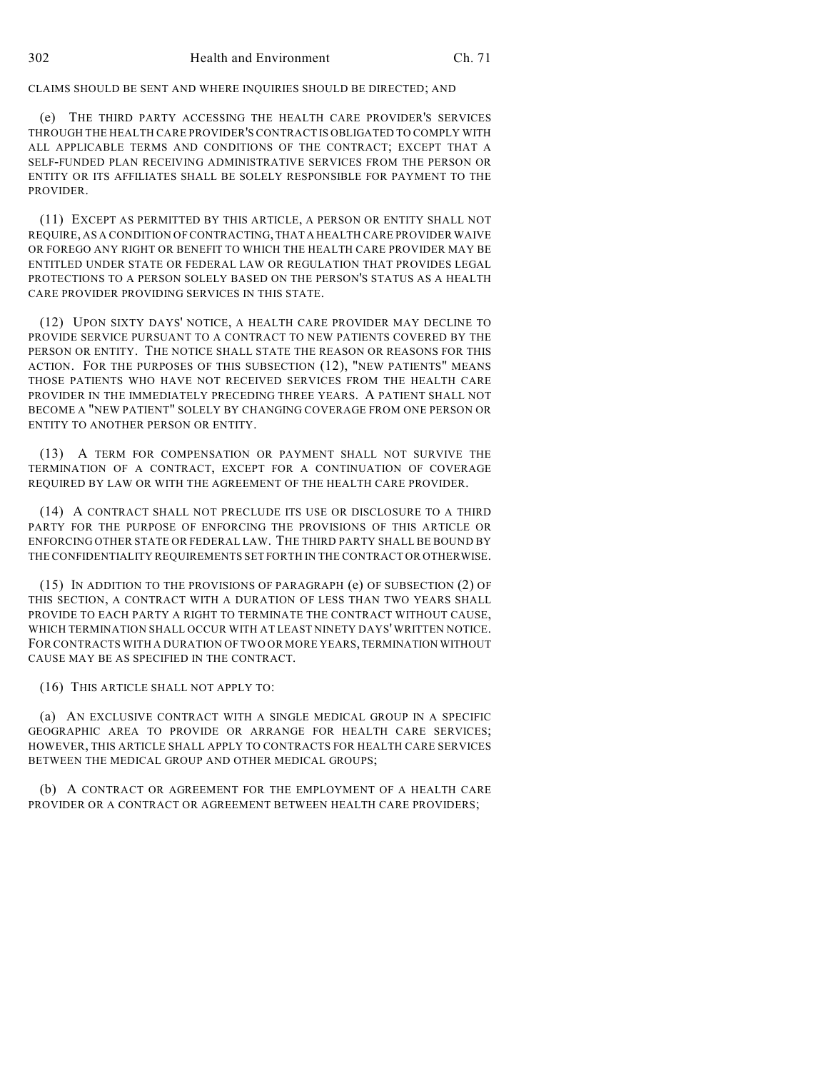CLAIMS SHOULD BE SENT AND WHERE INQUIRIES SHOULD BE DIRECTED; AND

(e) THE THIRD PARTY ACCESSING THE HEALTH CARE PROVIDER'S SERVICES THROUGH THE HEALTH CARE PROVIDER'S CONTRACT IS OBLIGATED TO COMPLY WITH ALL APPLICABLE TERMS AND CONDITIONS OF THE CONTRACT; EXCEPT THAT A SELF-FUNDED PLAN RECEIVING ADMINISTRATIVE SERVICES FROM THE PERSON OR ENTITY OR ITS AFFILIATES SHALL BE SOLELY RESPONSIBLE FOR PAYMENT TO THE PROVIDER.

(11) EXCEPT AS PERMITTED BY THIS ARTICLE, A PERSON OR ENTITY SHALL NOT REQUIRE, AS A CONDITION OF CONTRACTING, THAT A HEALTH CARE PROVIDER WAIVE OR FOREGO ANY RIGHT OR BENEFIT TO WHICH THE HEALTH CARE PROVIDER MAY BE ENTITLED UNDER STATE OR FEDERAL LAW OR REGULATION THAT PROVIDES LEGAL PROTECTIONS TO A PERSON SOLELY BASED ON THE PERSON'S STATUS AS A HEALTH CARE PROVIDER PROVIDING SERVICES IN THIS STATE.

(12) UPON SIXTY DAYS' NOTICE, A HEALTH CARE PROVIDER MAY DECLINE TO PROVIDE SERVICE PURSUANT TO A CONTRACT TO NEW PATIENTS COVERED BY THE PERSON OR ENTITY. THE NOTICE SHALL STATE THE REASON OR REASONS FOR THIS ACTION. FOR THE PURPOSES OF THIS SUBSECTION (12), "NEW PATIENTS" MEANS THOSE PATIENTS WHO HAVE NOT RECEIVED SERVICES FROM THE HEALTH CARE PROVIDER IN THE IMMEDIATELY PRECEDING THREE YEARS. A PATIENT SHALL NOT BECOME A "NEW PATIENT" SOLELY BY CHANGING COVERAGE FROM ONE PERSON OR ENTITY TO ANOTHER PERSON OR ENTITY.

(13) A TERM FOR COMPENSATION OR PAYMENT SHALL NOT SURVIVE THE TERMINATION OF A CONTRACT, EXCEPT FOR A CONTINUATION OF COVERAGE REQUIRED BY LAW OR WITH THE AGREEMENT OF THE HEALTH CARE PROVIDER.

(14) A CONTRACT SHALL NOT PRECLUDE ITS USE OR DISCLOSURE TO A THIRD PARTY FOR THE PURPOSE OF ENFORCING THE PROVISIONS OF THIS ARTICLE OR ENFORCING OTHER STATE OR FEDERAL LAW. THE THIRD PARTY SHALL BE BOUND BY THE CONFIDENTIALITY REQUIREMENTS SET FORTH IN THE CONTRACT OR OTHERWISE.

(15) IN ADDITION TO THE PROVISIONS OF PARAGRAPH (e) OF SUBSECTION (2) OF THIS SECTION, A CONTRACT WITH A DURATION OF LESS THAN TWO YEARS SHALL PROVIDE TO EACH PARTY A RIGHT TO TERMINATE THE CONTRACT WITHOUT CAUSE, WHICH TERMINATION SHALL OCCUR WITH AT LEAST NINETY DAYS' WRITTEN NOTICE. FOR CONTRACTS WITH A DURATION OF TWO OR MORE YEARS, TERMINATION WITHOUT CAUSE MAY BE AS SPECIFIED IN THE CONTRACT.

(16) THIS ARTICLE SHALL NOT APPLY TO:

(a) AN EXCLUSIVE CONTRACT WITH A SINGLE MEDICAL GROUP IN A SPECIFIC GEOGRAPHIC AREA TO PROVIDE OR ARRANGE FOR HEALTH CARE SERVICES; HOWEVER, THIS ARTICLE SHALL APPLY TO CONTRACTS FOR HEALTH CARE SERVICES BETWEEN THE MEDICAL GROUP AND OTHER MEDICAL GROUPS;

(b) A CONTRACT OR AGREEMENT FOR THE EMPLOYMENT OF A HEALTH CARE PROVIDER OR A CONTRACT OR AGREEMENT BETWEEN HEALTH CARE PROVIDERS;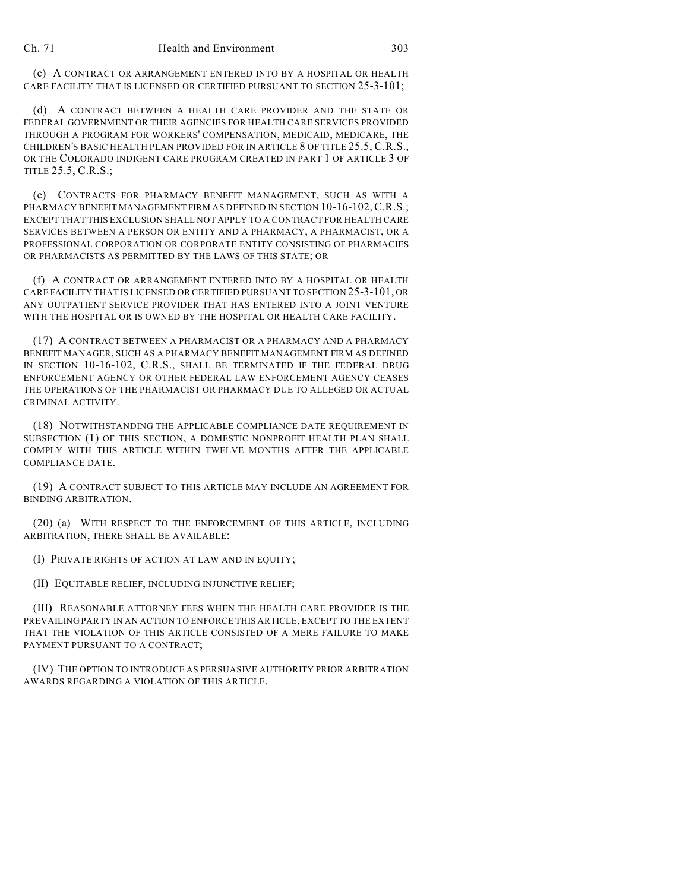(c) A CONTRACT OR ARRANGEMENT ENTERED INTO BY A HOSPITAL OR HEALTH CARE FACILITY THAT IS LICENSED OR CERTIFIED PURSUANT TO SECTION 25-3-101;

(d) A CONTRACT BETWEEN A HEALTH CARE PROVIDER AND THE STATE OR FEDERAL GOVERNMENT OR THEIR AGENCIES FOR HEALTH CARE SERVICES PROVIDED THROUGH A PROGRAM FOR WORKERS' COMPENSATION, MEDICAID, MEDICARE, THE CHILDREN'S BASIC HEALTH PLAN PROVIDED FOR IN ARTICLE 8 OF TITLE 25.5, C.R.S., OR THE COLORADO INDIGENT CARE PROGRAM CREATED IN PART 1 OF ARTICLE 3 OF TITLE 25.5, C.R.S.;

(e) CONTRACTS FOR PHARMACY BENEFIT MANAGEMENT, SUCH AS WITH A PHARMACY BENEFIT MANAGEMENT FIRM AS DEFINED IN SECTION 10-16-102, C.R.S.; EXCEPT THAT THIS EXCLUSION SHALL NOT APPLY TO A CONTRACT FOR HEALTH CARE SERVICES BETWEEN A PERSON OR ENTITY AND A PHARMACY, A PHARMACIST, OR A PROFESSIONAL CORPORATION OR CORPORATE ENTITY CONSISTING OF PHARMACIES OR PHARMACISTS AS PERMITTED BY THE LAWS OF THIS STATE; OR

(f) A CONTRACT OR ARRANGEMENT ENTERED INTO BY A HOSPITAL OR HEALTH CARE FACILITY THAT IS LICENSED OR CERTIFIED PURSUANT TO SECTION 25-3-101, OR ANY OUTPATIENT SERVICE PROVIDER THAT HAS ENTERED INTO A JOINT VENTURE WITH THE HOSPITAL OR IS OWNED BY THE HOSPITAL OR HEALTH CARE FACILITY.

(17) A CONTRACT BETWEEN A PHARMACIST OR A PHARMACY AND A PHARMACY BENEFIT MANAGER, SUCH AS A PHARMACY BENEFIT MANAGEMENT FIRM AS DEFINED IN SECTION 10-16-102, C.R.S., SHALL BE TERMINATED IF THE FEDERAL DRUG ENFORCEMENT AGENCY OR OTHER FEDERAL LAW ENFORCEMENT AGENCY CEASES THE OPERATIONS OF THE PHARMACIST OR PHARMACY DUE TO ALLEGED OR ACTUAL CRIMINAL ACTIVITY.

(18) NOTWITHSTANDING THE APPLICABLE COMPLIANCE DATE REQUIREMENT IN SUBSECTION (1) OF THIS SECTION, A DOMESTIC NONPROFIT HEALTH PLAN SHALL COMPLY WITH THIS ARTICLE WITHIN TWELVE MONTHS AFTER THE APPLICABLE COMPLIANCE DATE.

(19) A CONTRACT SUBJECT TO THIS ARTICLE MAY INCLUDE AN AGREEMENT FOR BINDING ARBITRATION.

(20) (a) WITH RESPECT TO THE ENFORCEMENT OF THIS ARTICLE, INCLUDING ARBITRATION, THERE SHALL BE AVAILABLE:

(I) PRIVATE RIGHTS OF ACTION AT LAW AND IN EQUITY;

(II) EQUITABLE RELIEF, INCLUDING INJUNCTIVE RELIEF;

(III) REASONABLE ATTORNEY FEES WHEN THE HEALTH CARE PROVIDER IS THE PREVAILING PARTY IN AN ACTION TO ENFORCE THIS ARTICLE, EXCEPT TO THE EXTENT THAT THE VIOLATION OF THIS ARTICLE CONSISTED OF A MERE FAILURE TO MAKE PAYMENT PURSUANT TO A CONTRACT;

(IV) THE OPTION TO INTRODUCE AS PERSUASIVE AUTHORITY PRIOR ARBITRATION AWARDS REGARDING A VIOLATION OF THIS ARTICLE.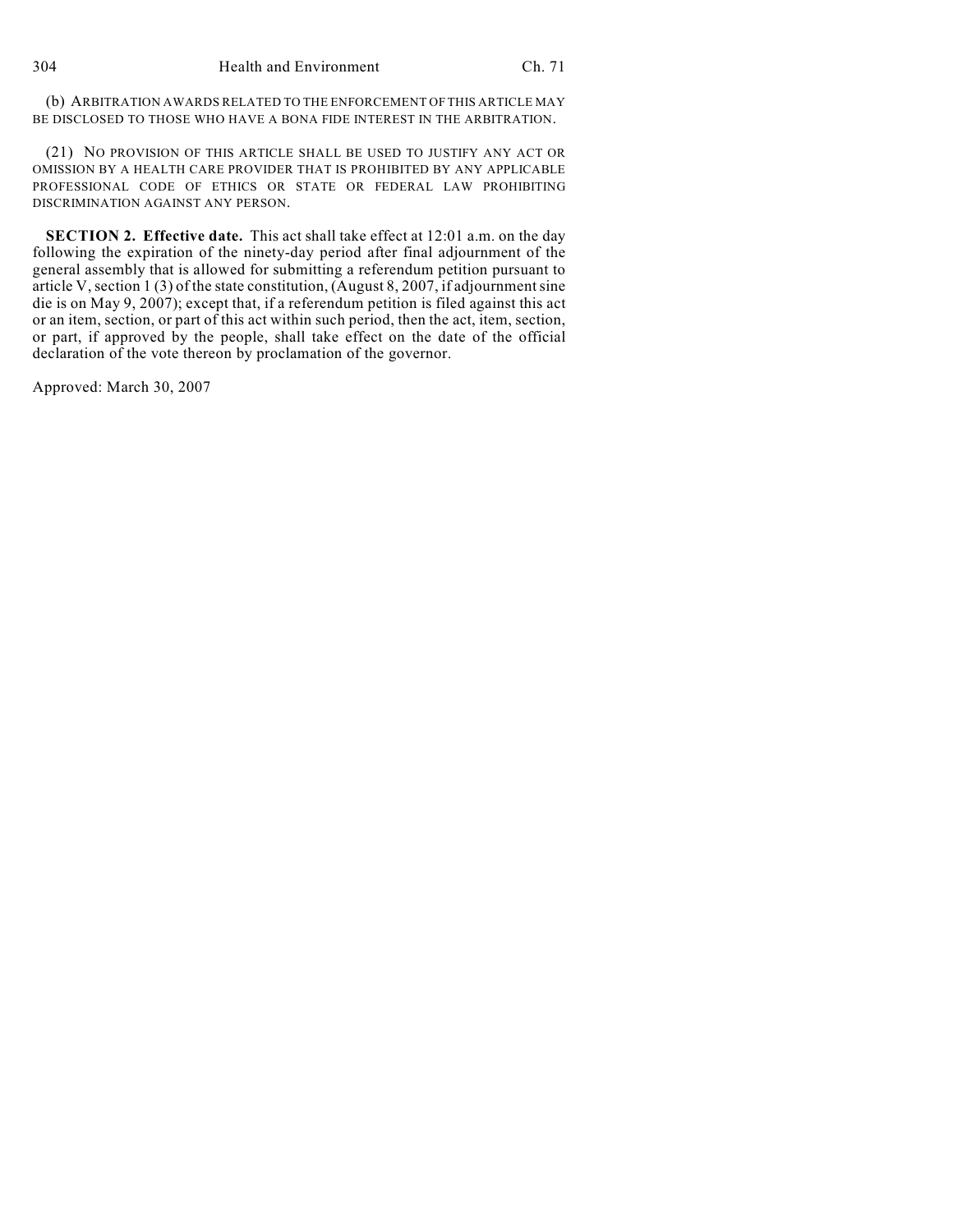(b) ARBITRATION AWARDS RELATED TO THE ENFORCEMENT OF THIS ARTICLE MAY BE DISCLOSED TO THOSE WHO HAVE A BONA FIDE INTEREST IN THE ARBITRATION.

(21) NO PROVISION OF THIS ARTICLE SHALL BE USED TO JUSTIFY ANY ACT OR OMISSION BY A HEALTH CARE PROVIDER THAT IS PROHIBITED BY ANY APPLICABLE PROFESSIONAL CODE OF ETHICS OR STATE OR FEDERAL LAW PROHIBITING DISCRIMINATION AGAINST ANY PERSON.

**SECTION 2. Effective date.** This act shall take effect at 12:01 a.m. on the day following the expiration of the ninety-day period after final adjournment of the general assembly that is allowed for submitting a referendum petition pursuant to article V, section 1 (3) of the state constitution, (August 8, 2007, if adjournment sine die is on May 9, 2007); except that, if a referendum petition is filed against this act or an item, section, or part of this act within such period, then the act, item, section, or part, if approved by the people, shall take effect on the date of the official declaration of the vote thereon by proclamation of the governor.

Approved: March 30, 2007